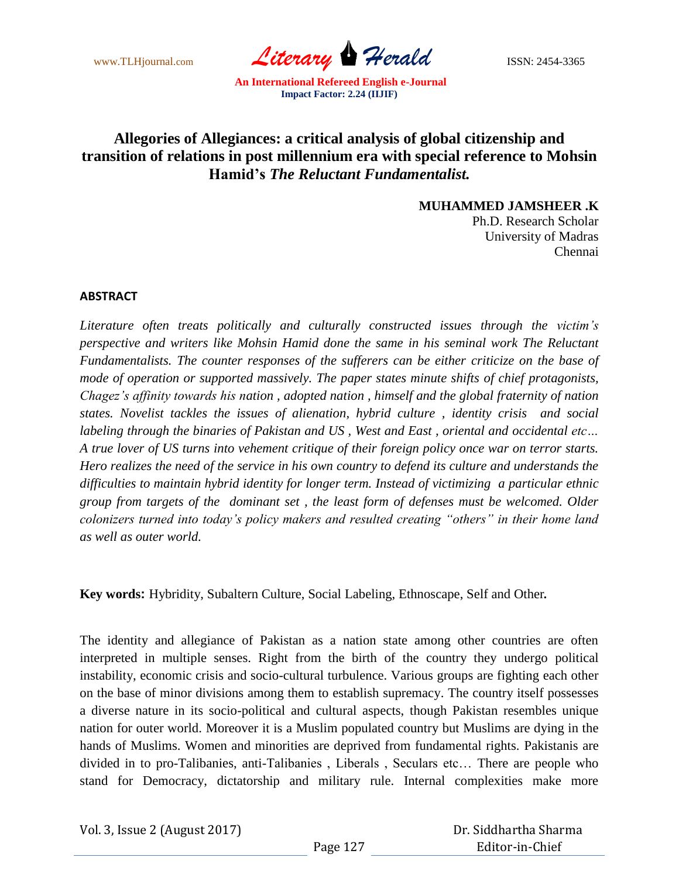# Allegories of Allegiances: a critical analysis of global citizenship and transition of relations in post millennium era with special reference to Mohsin Hamid's *The Reluctant Fundamentalist.*

**MUHAMMED JAMSHEER .K**
Ph.D. Research Scholar
University of Madras
Chennai

## ABSTRACT

*Literature often treats politically and culturally constructed issues through the victim's perspective and writers like Mohsin Hamid done the same in his seminal work The Reluctant Fundamentalists. The counter responses of the sufferers can be either criticize on the base of mode of operation or supported massively. The paper states minute shifts of chief protagonists, Chagez's affinity towards his nation , adopted nation , himself and the global fraternity of nation states. Novelist tackles the issues of alienation, hybrid culture , identity crisis and social labeling through the binaries of Pakistan and US , West and East , oriental and occidental etc… A true lover of US turns into vehement critique of their foreign policy once war on terror starts. Hero realizes the need of the service in his own country to defend its culture and understands the difficulties to maintain hybrid identity for longer term. Instead of victimizing a particular ethnic group from targets of the dominant set , the least form of defenses must be welcomed. Older colonizers turned into today's policy makers and resulted creating "others" in their home land as well as outer world.*

**Key words:** Hybridity, Subaltern Culture, Social Labeling, Ethnoscape, Self and Other**.**

The identity and allegiance of Pakistan as a nation state among other countries are often interpreted in multiple senses. Right from the birth of the country they undergo political instability, economic crisis and socio-cultural turbulence. Various groups are fighting each other on the base of minor divisions among them to establish supremacy. The country itself possesses a diverse nature in its socio-political and cultural aspects, though Pakistan resembles unique nation for outer world. Moreover it is a Muslim populated country but Muslims are dying in the hands of Muslims. Women and minorities are deprived from fundamental rights. Pakistanis are divided in to pro-Talibanies, anti-Talibanies , Liberals , Seculars etc… There are people who stand for Democracy, dictatorship and military rule. Internal complexities make more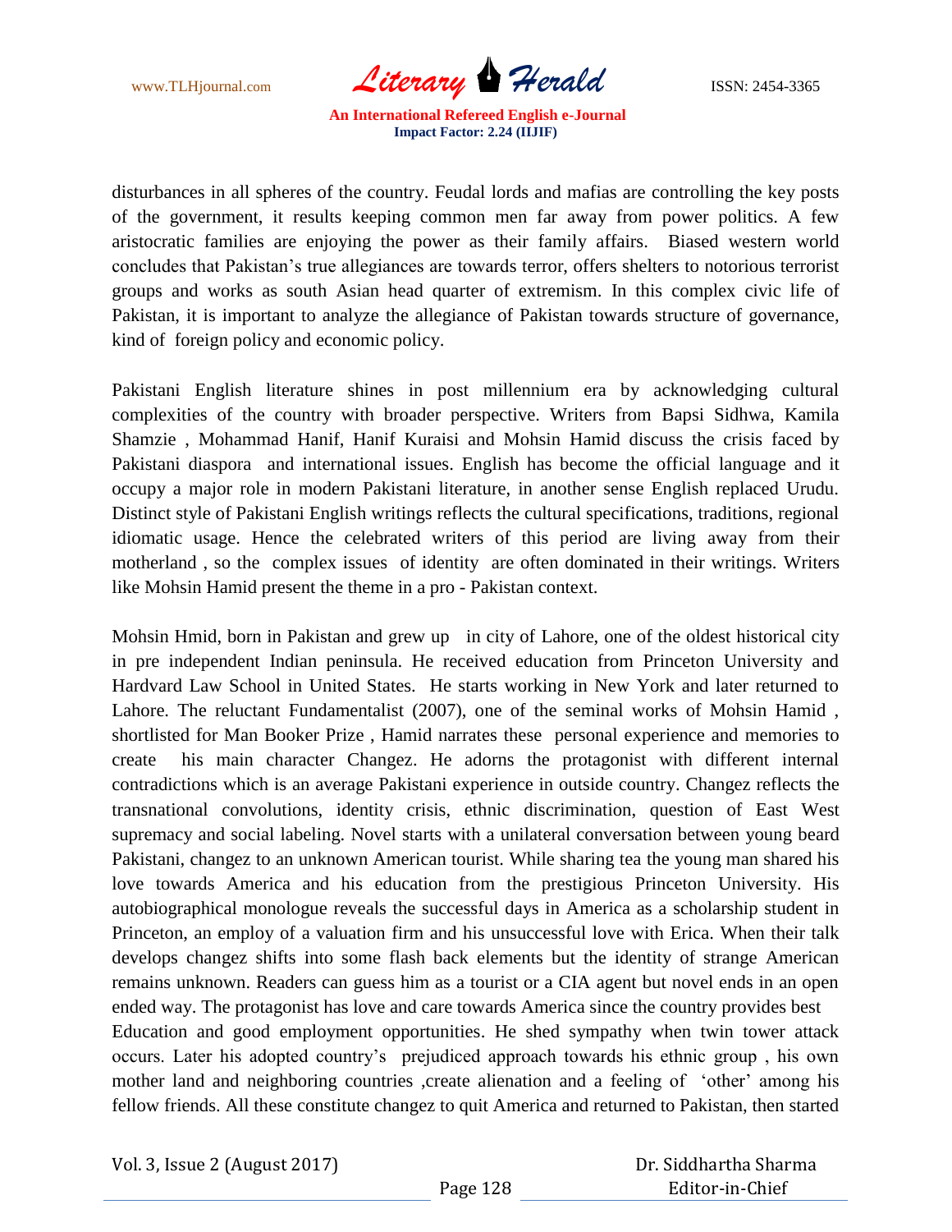disturbances in all spheres of the country. Feudal lords and mafias are controlling the key posts of the government, it results keeping common men far away from power politics. A few aristocratic families are enjoying the power as their family affairs. Biased western world concludes that Pakistan's true allegiances are towards terror, offers shelters to notorious terrorist groups and works as south Asian head quarter of extremism. In this complex civic life of Pakistan, it is important to analyze the allegiance of Pakistan towards structure of governance, kind of foreign policy and economic policy.

Pakistani English literature shines in post millennium era by acknowledging cultural complexities of the country with broader perspective. Writers from Bapsi Sidhwa, Kamila Shamzie , Mohammad Hanif, Hanif Kuraisi and Mohsin Hamid discuss the crisis faced by Pakistani diaspora and international issues. English has become the official language and it occupy a major role in modern Pakistani literature, in another sense English replaced Urudu. Distinct style of Pakistani English writings reflects the cultural specifications, traditions, regional idiomatic usage. Hence the celebrated writers of this period are living away from their motherland , so the complex issues of identity are often dominated in their writings. Writers like Mohsin Hamid present the theme in a pro - Pakistan context.

Mohsin Hmid, born in Pakistan and grew up in city of Lahore, one of the oldest historical city in pre independent Indian peninsula. He received education from Princeton University and Hardvard Law School in United States. He starts working in New York and later returned to Lahore. The reluctant Fundamentalist (2007), one of the seminal works of Mohsin Hamid , shortlisted for Man Booker Prize , Hamid narrates these personal experience and memories to create his main character Changez. He adorns the protagonist with different internal contradictions which is an average Pakistani experience in outside country. Changez reflects the transnational convolutions, identity crisis, ethnic discrimination, question of East West supremacy and social labeling. Novel starts with a unilateral conversation between young beard Pakistani, changez to an unknown American tourist. While sharing tea the young man shared his love towards America and his education from the prestigious Princeton University. His autobiographical monologue reveals the successful days in America as a scholarship student in Princeton, an employ of a valuation firm and his unsuccessful love with Erica. When their talk develops changez shifts into some flash back elements but the identity of strange American remains unknown. Readers can guess him as a tourist or a CIA agent but novel ends in an open ended way. The protagonist has love and care towards America since the country provides best Education and good employment opportunities. He shed sympathy when twin tower attack occurs. Later his adopted country's prejudiced approach towards his ethnic group , his own mother land and neighboring countries ,create alienation and a feeling of 'other' among his fellow friends. All these constitute changez to quit America and returned to Pakistan, then started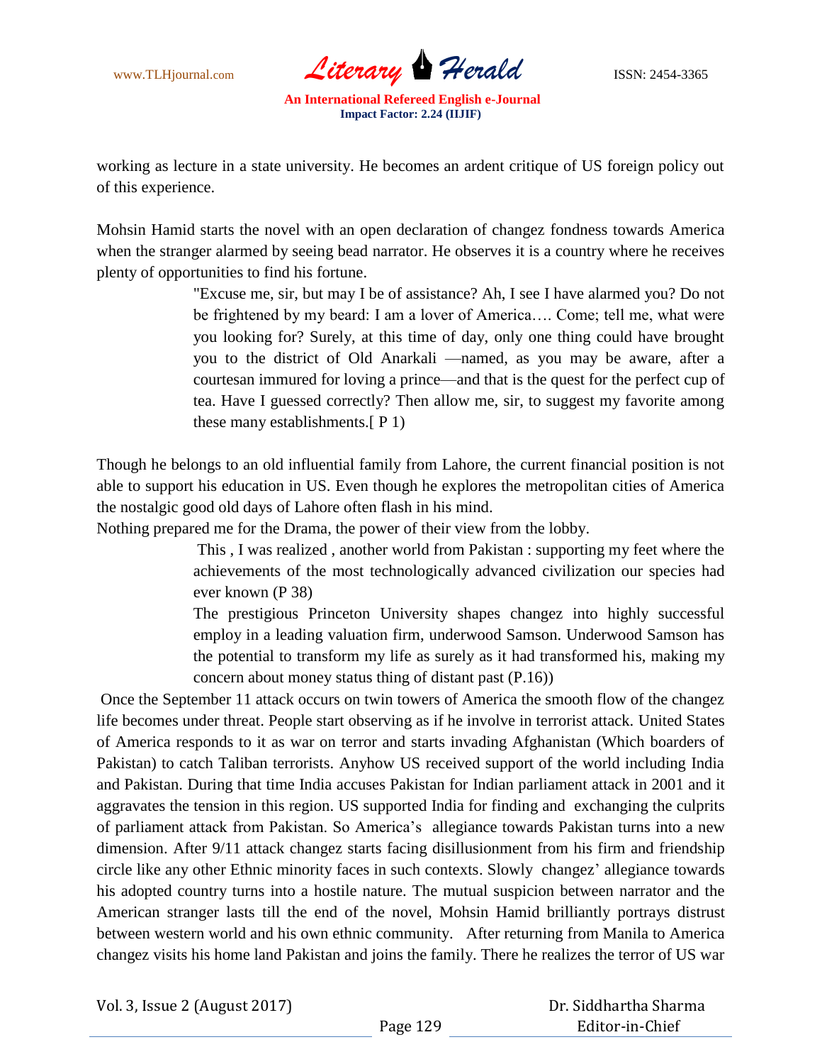working as lecture in a state university. He becomes an ardent critique of US foreign policy out of this experience.

Mohsin Hamid starts the novel with an open declaration of changez fondness towards America when the stranger alarmed by seeing bead narrator. He observes it is a country where he receives plenty of opportunities to find his fortune.

> "Excuse me, sir, but may I be of assistance? Ah, I see I have alarmed you? Do not be frightened by my beard: I am a lover of America…. Come; tell me, what were you looking for? Surely, at this time of day, only one thing could have brought you to the district of Old Anarkali —named, as you may be aware, after a courtesan immured for loving a prince—and that is the quest for the perfect cup of tea. Have I guessed correctly? Then allow me, sir, to suggest my favorite among these many establishments.[ P 1)

Though he belongs to an old influential family from Lahore, the current financial position is not able to support his education in US. Even though he explores the metropolitan cities of America the nostalgic good old days of Lahore often flash in his mind.

Nothing prepared me for the Drama, the power of their view from the lobby.

> This , I was realized , another world from Pakistan : supporting my feet where the achievements of the most technologically advanced civilization our species had ever known (P 38)
>
> The prestigious Princeton University shapes changez into highly successful employ in a leading valuation firm, underwood Samson. Underwood Samson has the potential to transform my life as surely as it had transformed his, making my concern about money status thing of distant past (P.16))

Once the September 11 attack occurs on twin towers of America the smooth flow of the changez life becomes under threat. People start observing as if he involve in terrorist attack. United States of America responds to it as war on terror and starts invading Afghanistan (Which boarders of Pakistan) to catch Taliban terrorists. Anyhow US received support of the world including India and Pakistan. During that time India accuses Pakistan for Indian parliament attack in 2001 and it aggravates the tension in this region. US supported India for finding and exchanging the culprits of parliament attack from Pakistan. So America's allegiance towards Pakistan turns into a new dimension. After 9/11 attack changez starts facing disillusionment from his firm and friendship circle like any other Ethnic minority faces in such contexts. Slowly changez' allegiance towards his adopted country turns into a hostile nature. The mutual suspicion between narrator and the American stranger lasts till the end of the novel, Mohsin Hamid brilliantly portrays distrust between western world and his own ethnic community. After returning from Manila to America changez visits his home land Pakistan and joins the family. There he realizes the terror of US war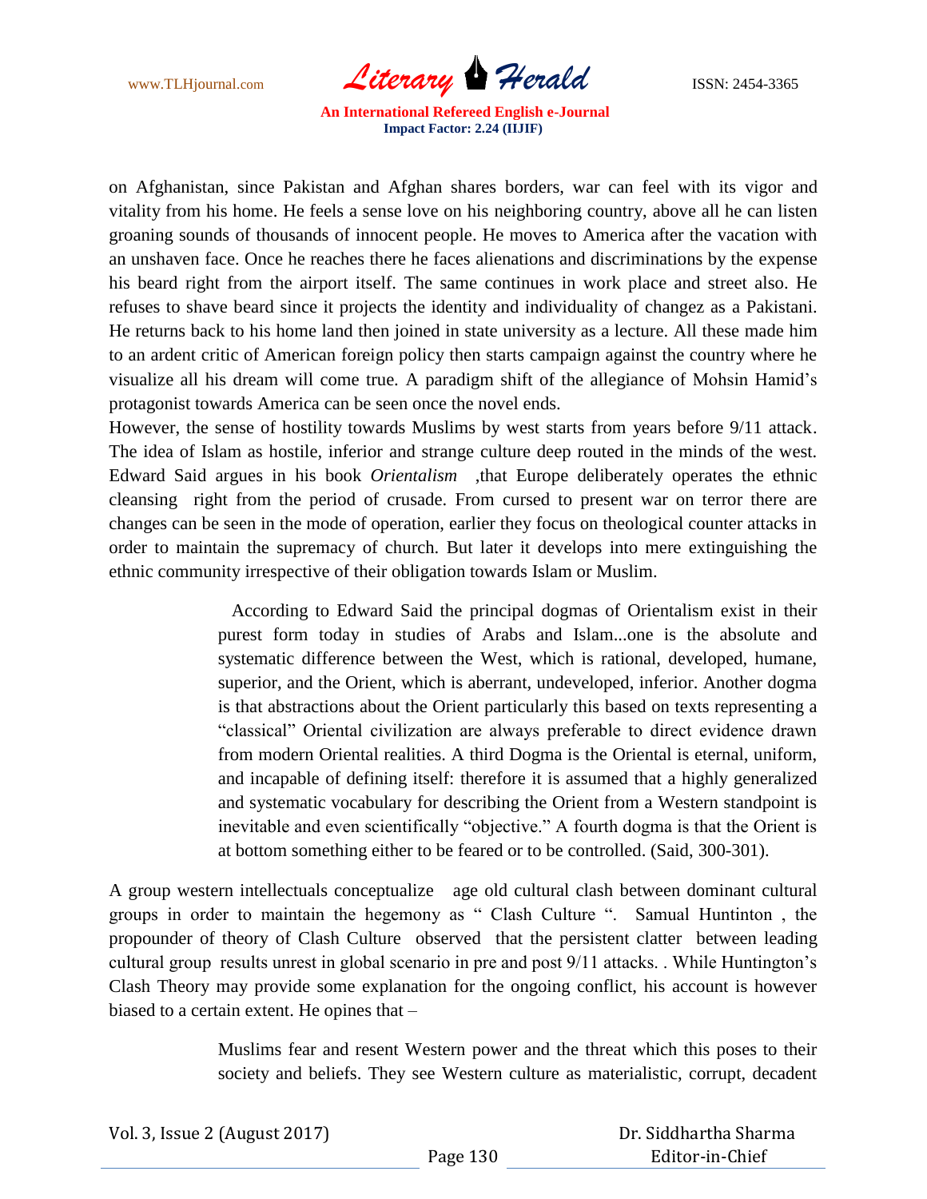on Afghanistan, since Pakistan and Afghan shares borders, war can feel with its vigor and vitality from his home. He feels a sense love on his neighboring country, above all he can listen groaning sounds of thousands of innocent people. He moves to America after the vacation with an unshaven face. Once he reaches there he faces alienations and discriminations by the expense his beard right from the airport itself. The same continues in work place and street also. He refuses to shave beard since it projects the identity and individuality of changez as a Pakistani. He returns back to his home land then joined in state university as a lecture. All these made him to an ardent critic of American foreign policy then starts campaign against the country where he visualize all his dream will come true. A paradigm shift of the allegiance of Mohsin Hamid's protagonist towards America can be seen once the novel ends.

However, the sense of hostility towards Muslims by west starts from years before 9/11 attack. The idea of Islam as hostile, inferior and strange culture deep routed in the minds of the west. Edward Said argues in his book *Orientalism* ,that Europe deliberately operates the ethnic cleansing right from the period of crusade. From cursed to present war on terror there are changes can be seen in the mode of operation, earlier they focus on theological counter attacks in order to maintain the supremacy of church. But later it develops into mere extinguishing the ethnic community irrespective of their obligation towards Islam or Muslim.

> According to Edward Said the principal dogmas of Orientalism exist in their purest form today in studies of Arabs and Islam...one is the absolute and systematic difference between the West, which is rational, developed, humane, superior, and the Orient, which is aberrant, undeveloped, inferior. Another dogma is that abstractions about the Orient particularly this based on texts representing a "classical" Oriental civilization are always preferable to direct evidence drawn from modern Oriental realities. A third Dogma is the Oriental is eternal, uniform, and incapable of defining itself: therefore it is assumed that a highly generalized and systematic vocabulary for describing the Orient from a Western standpoint is inevitable and even scientifically "objective." A fourth dogma is that the Orient is at bottom something either to be feared or to be controlled. (Said, 300-301).

A group western intellectuals conceptualize age old cultural clash between dominant cultural groups in order to maintain the hegemony as " Clash Culture ". Samual Huntinton , the propounder of theory of Clash Culture observed that the persistent clatter between leading cultural group results unrest in global scenario in pre and post 9/11 attacks. . While Huntington's Clash Theory may provide some explanation for the ongoing conflict, his account is however biased to a certain extent. He opines that –

> Muslims fear and resent Western power and the threat which this poses to their society and beliefs. They see Western culture as materialistic, corrupt, decadent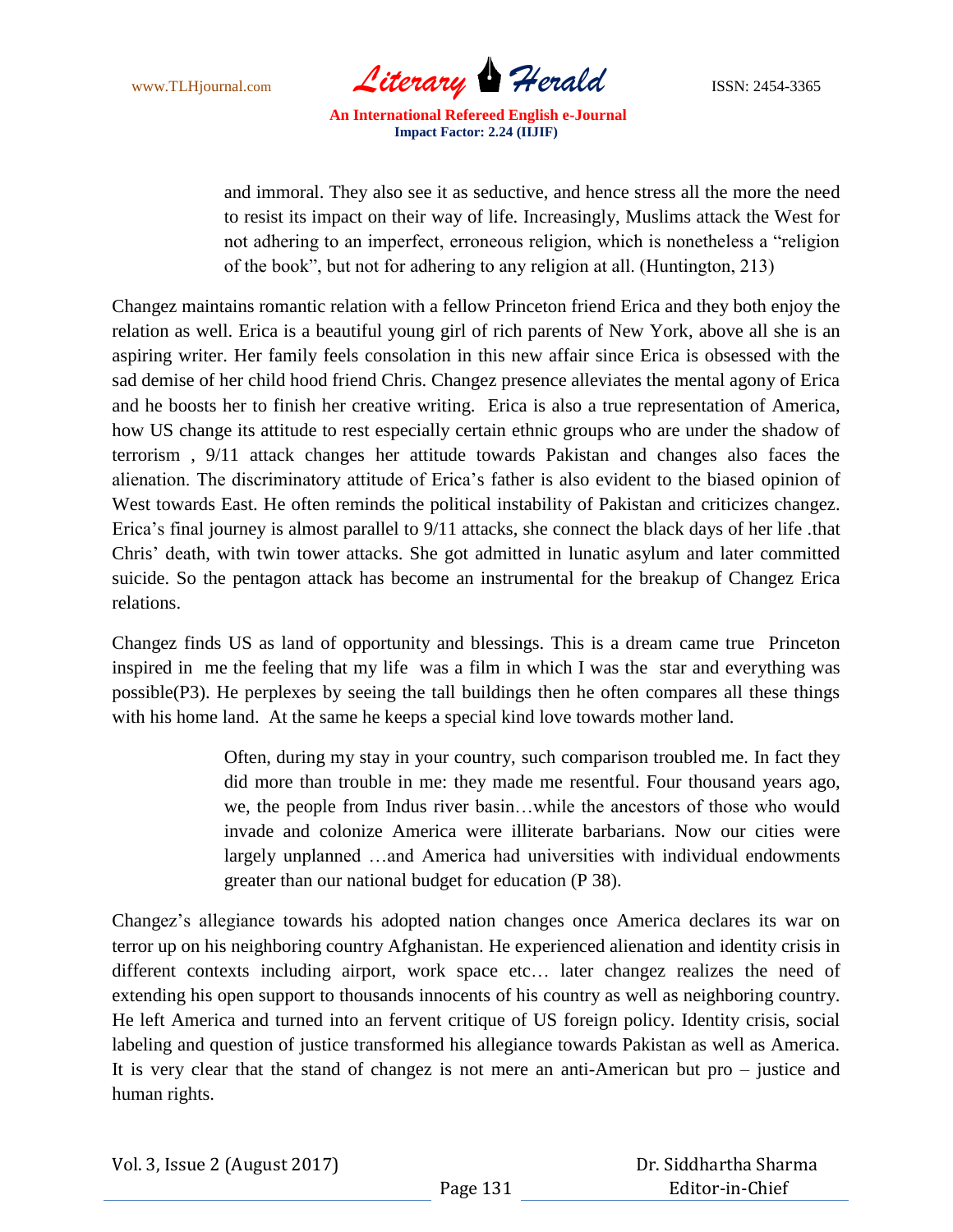> and immoral. They also see it as seductive, and hence stress all the more the need to resist its impact on their way of life. Increasingly, Muslims attack the West for not adhering to an imperfect, erroneous religion, which is nonetheless a "religion of the book", but not for adhering to any religion at all. (Huntington, 213)

Changez maintains romantic relation with a fellow Princeton friend Erica and they both enjoy the relation as well. Erica is a beautiful young girl of rich parents of New York, above all she is an aspiring writer. Her family feels consolation in this new affair since Erica is obsessed with the sad demise of her child hood friend Chris. Changez presence alleviates the mental agony of Erica and he boosts her to finish her creative writing. Erica is also a true representation of America, how US change its attitude to rest especially certain ethnic groups who are under the shadow of terrorism , 9/11 attack changes her attitude towards Pakistan and changes also faces the alienation. The discriminatory attitude of Erica's father is also evident to the biased opinion of West towards East. He often reminds the political instability of Pakistan and criticizes changez. Erica's final journey is almost parallel to 9/11 attacks, she connect the black days of her life .that Chris' death, with twin tower attacks. She got admitted in lunatic asylum and later committed suicide. So the pentagon attack has become an instrumental for the breakup of Changez Erica relations.

Changez finds US as land of opportunity and blessings. This is a dream came true Princeton inspired in me the feeling that my life was a film in which I was the star and everything was possible(P3). He perplexes by seeing the tall buildings then he often compares all these things with his home land. At the same he keeps a special kind love towards mother land.

> Often, during my stay in your country, such comparison troubled me. In fact they did more than trouble in me: they made me resentful. Four thousand years ago, we, the people from Indus river basin…while the ancestors of those who would invade and colonize America were illiterate barbarians. Now our cities were largely unplanned …and America had universities with individual endowments greater than our national budget for education (P 38).

Changez's allegiance towards his adopted nation changes once America declares its war on terror up on his neighboring country Afghanistan. He experienced alienation and identity crisis in different contexts including airport, work space etc… later changez realizes the need of extending his open support to thousands innocents of his country as well as neighboring country. He left America and turned into an fervent critique of US foreign policy. Identity crisis, social labeling and question of justice transformed his allegiance towards Pakistan as well as America. It is very clear that the stand of changez is not mere an anti-American but pro – justice and human rights.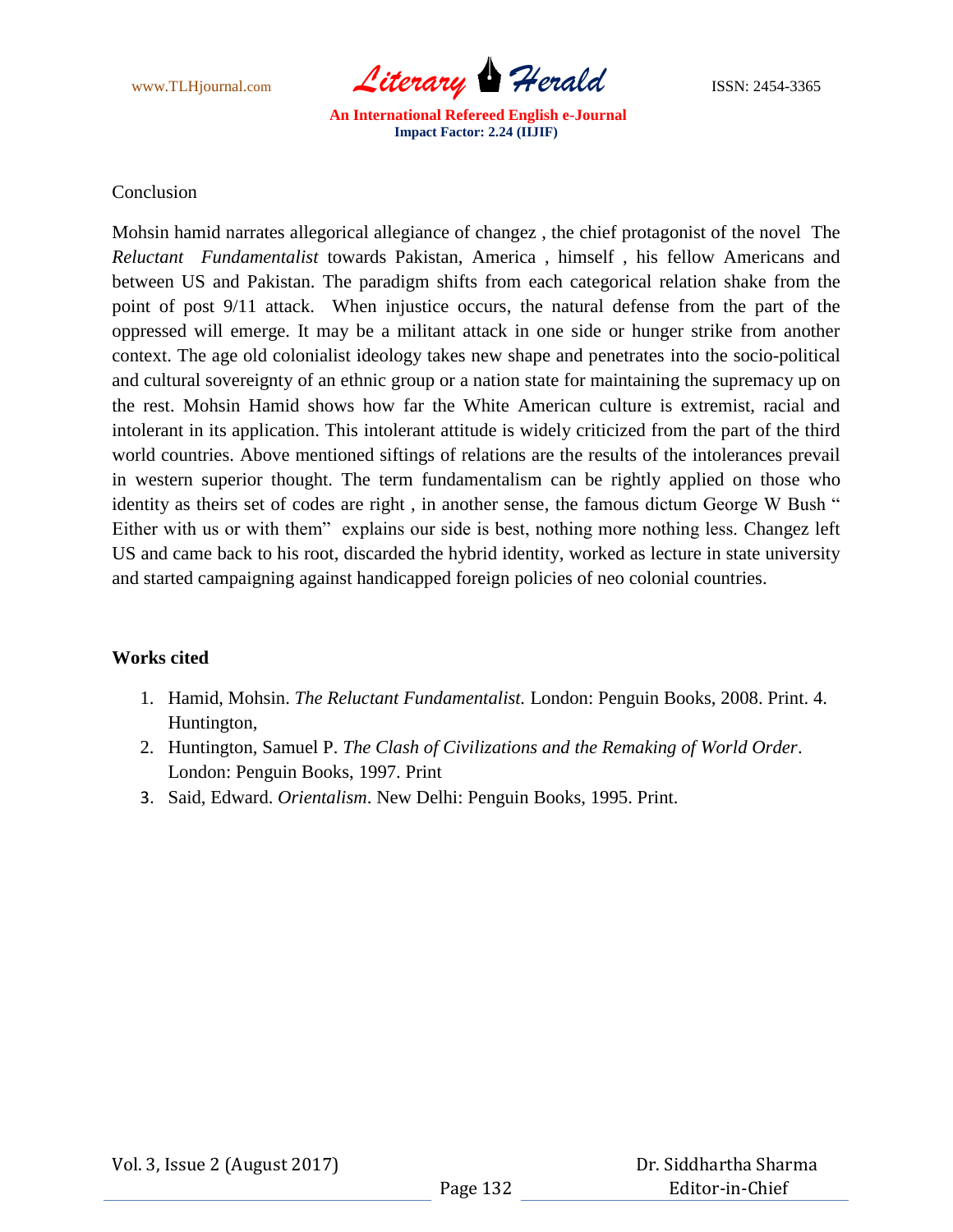Conclusion

Mohsin hamid narrates allegorical allegiance of changez , the chief protagonist of the novel The *Reluctant Fundamentalist* towards Pakistan, America , himself , his fellow Americans and between US and Pakistan. The paradigm shifts from each categorical relation shake from the point of post 9/11 attack. When injustice occurs, the natural defense from the part of the oppressed will emerge. It may be a militant attack in one side or hunger strike from another context. The age old colonialist ideology takes new shape and penetrates into the socio-political and cultural sovereignty of an ethnic group or a nation state for maintaining the supremacy up on the rest. Mohsin Hamid shows how far the White American culture is extremist, racial and intolerant in its application. This intolerant attitude is widely criticized from the part of the third world countries. Above mentioned siftings of relations are the results of the intolerances prevail in western superior thought. The term fundamentalism can be rightly applied on those who identity as theirs set of codes are right , in another sense, the famous dictum George W Bush " Either with us or with them" explains our side is best, nothing more nothing less. Changez left US and came back to his root, discarded the hybrid identity, worked as lecture in state university and started campaigning against handicapped foreign policies of neo colonial countries.

**Works cited**

1. Hamid, Mohsin. *The Reluctant Fundamentalist.* London: Penguin Books, 2008. Print. 4. Huntington,
2. Huntington, Samuel P. *The Clash of Civilizations and the Remaking of World Order*. London: Penguin Books, 1997. Print
3. Said, Edward. *Orientalism*. New Delhi: Penguin Books, 1995. Print.